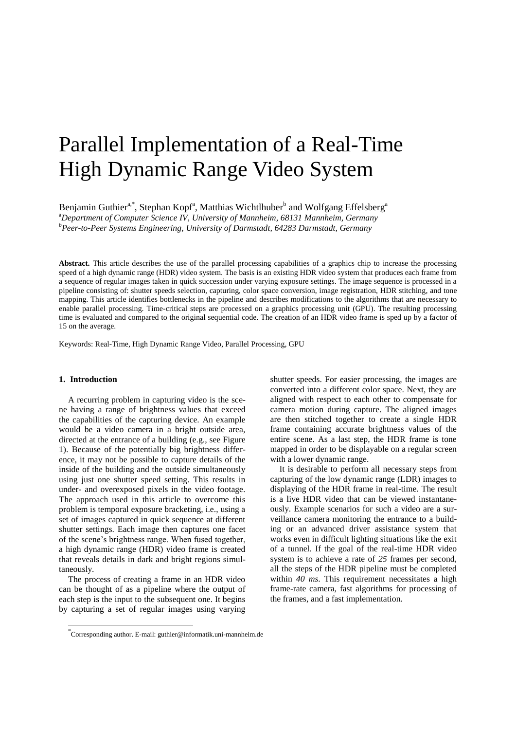# Parallel Implementation of a Real-Time High Dynamic Range Video System

Benjamin Guthier[a,*], Stephan Kopf[a], Matthias Wichtlhuber[b] and Wolfgang Effelsberg[a]

[a]*Department of Computer Science IV, University of Mannheim, 68131 Mannheim, Germany*

[b]*Peer-to-Peer Systems Engineering, University of Darmstadt, 64283 Darmstadt, Germany*

**Abstract.** This article describes the use of the parallel processing capabilities of a graphics chip to increase the processing speed of a high dynamic range (HDR) video system. The basis is an existing HDR video system that produces each frame from a sequence of regular images taken in quick succession under varying exposure settings. The image sequence is processed in a pipeline consisting of: shutter speeds selection, capturing, color space conversion, image registration, HDR stitching, and tone mapping. This article identifies bottlenecks in the pipeline and describes modifications to the algorithms that are necessary to enable parallel processing. Time-critical steps are processed on a graphics processing unit (GPU). The resulting processing time is evaluated and compared to the original sequential code. The creation of an HDR video frame is sped up by a factor of 15 on the average.

Keywords: Real-Time, High Dynamic Range Video, Parallel Processing, GPU

## 1. Introduction

A recurring problem in capturing video is the scene having a range of brightness values that exceed the capabilities of the capturing device. An example would be a video camera in a bright outside area, directed at the entrance of a building (e.g., see Figure 1). Because of the potentially big brightness difference, it may not be possible to capture details of the inside of the building and the outside simultaneously using just one shutter speed setting. This results in under- and overexposed pixels in the video footage. The approach used in this article to overcome this problem is temporal exposure bracketing, i.e., using a set of images captured in quick sequence at different shutter settings. Each image then captures one facet of the scene's brightness range. When fused together, a high dynamic range (HDR) video frame is created that reveals details in dark and bright regions simultaneously.

The process of creating a frame in an HDR video can be thought of as a pipeline where the output of each step is the input to the subsequent one. It begins by capturing a set of regular images using varying shutter speeds. For easier processing, the images are converted into a different color space. Next, they are aligned with respect to each other to compensate for camera motion during capture. The aligned images are then stitched together to create a single HDR frame containing accurate brightness values of the entire scene. As a last step, the HDR frame is tone mapped in order to be displayable on a regular screen with a lower dynamic range.

It is desirable to perform all necessary steps from capturing of the low dynamic range (LDR) images to displaying of the HDR frame in real-time. The result is a live HDR video that can be viewed instantaneously. Example scenarios for such a video are a surveillance camera monitoring the entrance to a building or an advanced driver assistance system that works even in difficult lighting situations like the exit of a tunnel. If the goal of the real-time HDR video system is to achieve a rate of *25* frames per second, all the steps of the HDR pipeline must be completed within *40 ms.* This requirement necessitates a high frame-rate camera, fast algorithms for processing of the frames, and a fast implementation.

[*] Corresponding author. E-mail: guthier@informatik.uni-mannheim.de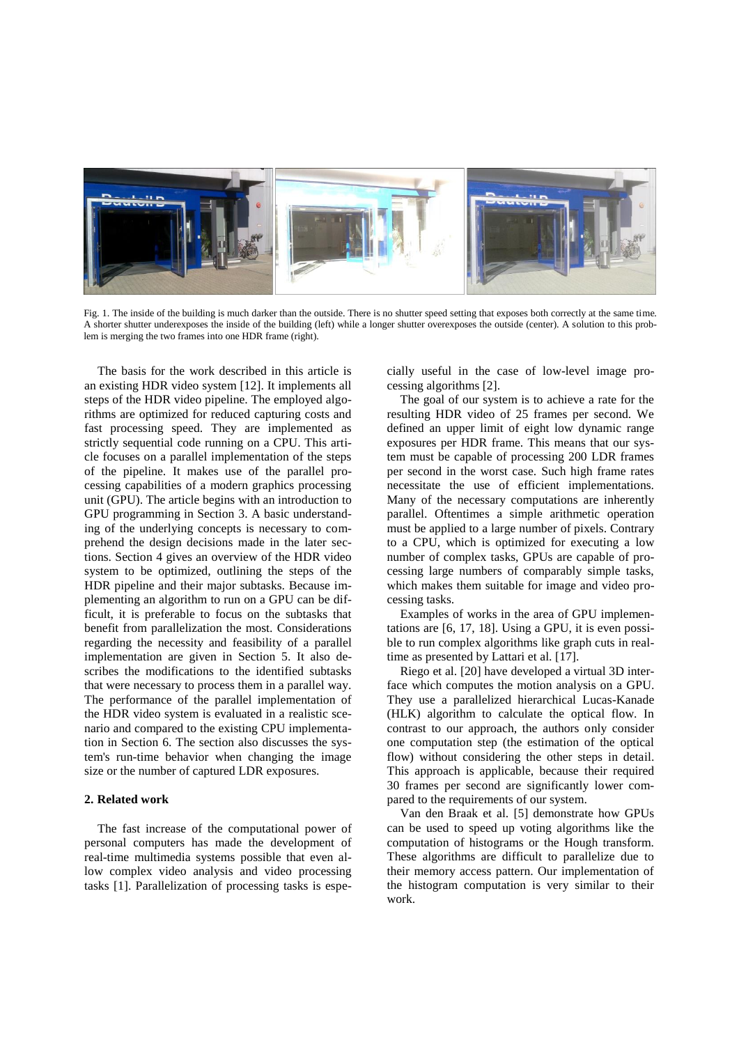Fig. 1. The inside of the building is much darker than the outside. There is no shutter speed setting that exposes both correctly at the same time. A shorter shutter underexposes the inside of the building (left) while a longer shutter overexposes the outside (center). A solution to this problem is merging the two frames into one HDR frame (right).

The basis for the work described in this article is an existing HDR video system [12]. It implements all steps of the HDR video pipeline. The employed algorithms are optimized for reduced capturing costs and fast processing speed. They are implemented as strictly sequential code running on a CPU. This article focuses on a parallel implementation of the steps of the pipeline. It makes use of the parallel processing capabilities of a modern graphics processing unit (GPU). The article begins with an introduction to GPU programming in Section 3. A basic understanding of the underlying concepts is necessary to comprehend the design decisions made in the later sections. Section 4 gives an overview of the HDR video system to be optimized, outlining the steps of the HDR pipeline and their major subtasks. Because implementing an algorithm to run on a GPU can be difficult, it is preferable to focus on the subtasks that benefit from parallelization the most. Considerations regarding the necessity and feasibility of a parallel implementation are given in Section 5. It also describes the modifications to the identified subtasks that were necessary to process them in a parallel way. The performance of the parallel implementation of the HDR video system is evaluated in a realistic scenario and compared to the existing CPU implementation in Section 6. The section also discusses the system's run-time behavior when changing the image size or the number of captured LDR exposures.

## 2. Related work

The fast increase of the computational power of personal computers has made the development of real-time multimedia systems possible that even allow complex video analysis and video processing tasks [1]. Parallelization of processing tasks is especially useful in the case of low-level image processing algorithms [2].

The goal of our system is to achieve a rate for the resulting HDR video of 25 frames per second. We defined an upper limit of eight low dynamic range exposures per HDR frame. This means that our system must be capable of processing 200 LDR frames per second in the worst case. Such high frame rates necessitate the use of efficient implementations. Many of the necessary computations are inherently parallel. Oftentimes a simple arithmetic operation must be applied to a large number of pixels. Contrary to a CPU, which is optimized for executing a low number of complex tasks, GPUs are capable of processing large numbers of comparably simple tasks, which makes them suitable for image and video processing tasks.

Examples of works in the area of GPU implementations are [6, 17, 18]. Using a GPU, it is even possible to run complex algorithms like graph cuts in real-time as presented by Lattari et al. [17].

Riego et al. [20] have developed a virtual 3D interface which computes the motion analysis on a GPU. They use a parallelized hierarchical Lucas-Kanade (HLK) algorithm to calculate the optical flow. In contrast to our approach, the authors only consider one computation step (the estimation of the optical flow) without considering the other steps in detail. This approach is applicable, because their required 30 frames per second are significantly lower compared to the requirements of our system.

Van den Braak et al. [5] demonstrate how GPUs can be used to speed up voting algorithms like the computation of histograms or the Hough transform. These algorithms are difficult to parallelize due to their memory access pattern. Our implementation of the histogram computation is very similar to their work.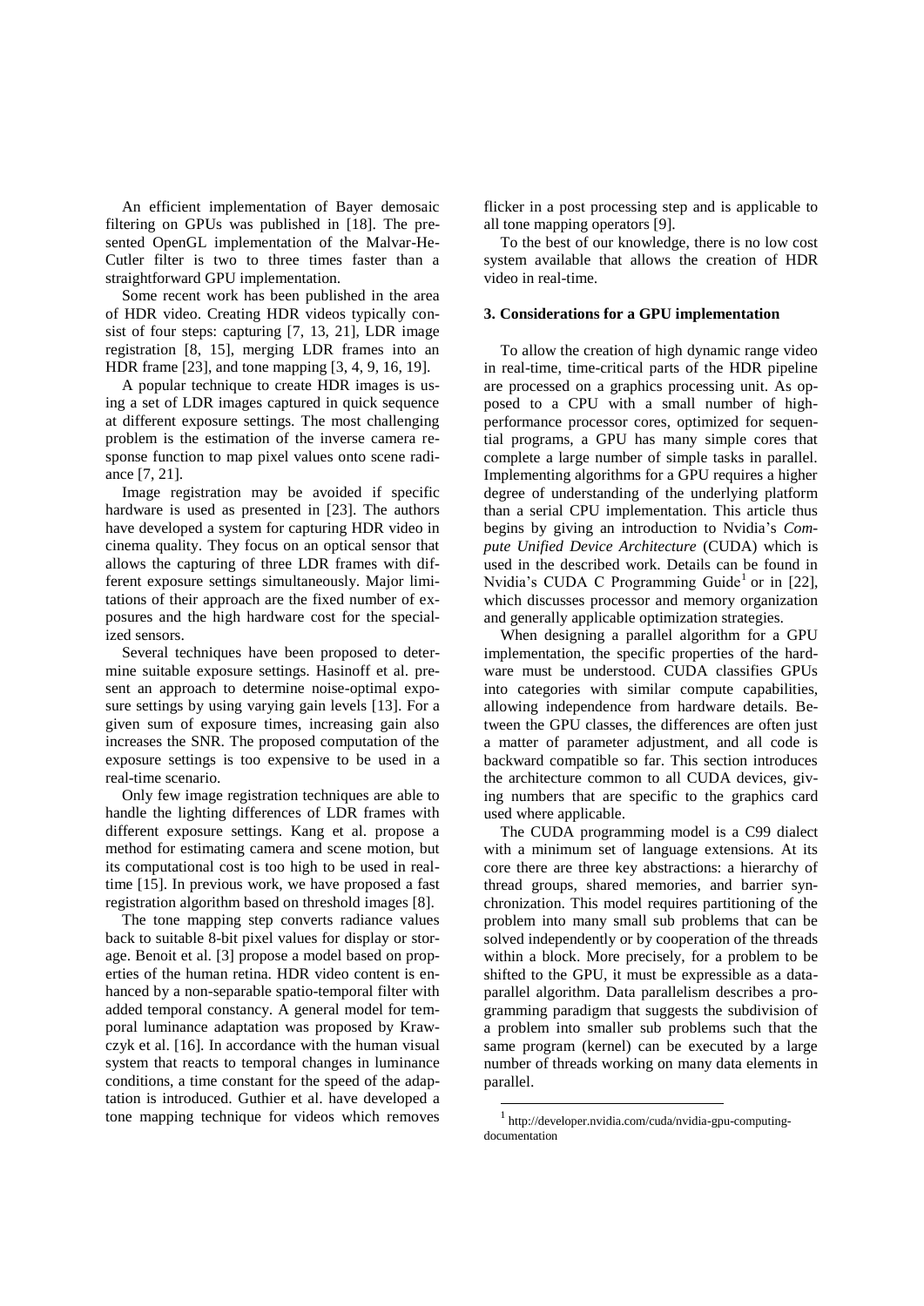An efficient implementation of Bayer demosaic filtering on GPUs was published in [18]. The presented OpenGL implementation of the Malvar-He-Cutler filter is two to three times faster than a straightforward GPU implementation.

Some recent work has been published in the area of HDR video. Creating HDR videos typically consist of four steps: capturing [7, 13, 21], LDR image registration [8, 15], merging LDR frames into an HDR frame [23], and tone mapping [3, 4, 9, 16, 19].

A popular technique to create HDR images is using a set of LDR images captured in quick sequence at different exposure settings. The most challenging problem is the estimation of the inverse camera response function to map pixel values onto scene radiance [7, 21].

Image registration may be avoided if specific hardware is used as presented in [23]. The authors have developed a system for capturing HDR video in cinema quality. They focus on an optical sensor that allows the capturing of three LDR frames with different exposure settings simultaneously. Major limitations of their approach are the fixed number of exposures and the high hardware cost for the specialized sensors.

Several techniques have been proposed to determine suitable exposure settings. Hasinoff et al. present an approach to determine noise-optimal exposure settings by using varying gain levels [13]. For a given sum of exposure times, increasing gain also increases the SNR. The proposed computation of the exposure settings is too expensive to be used in a real-time scenario.

Only few image registration techniques are able to handle the lighting differences of LDR frames with different exposure settings. Kang et al. propose a method for estimating camera and scene motion, but its computational cost is too high to be used in real-time [15]. In previous work, we have proposed a fast registration algorithm based on threshold images [8].

The tone mapping step converts radiance values back to suitable 8-bit pixel values for display or storage. Benoit et al. [3] propose a model based on properties of the human retina. HDR video content is enhanced by a non-separable spatio-temporal filter with added temporal constancy. A general model for temporal luminance adaptation was proposed by Krawczyk et al. [16]. In accordance with the human visual system that reacts to temporal changes in luminance conditions, a time constant for the speed of the adaptation is introduced. Guthier et al. have developed a tone mapping technique for videos which removes flicker in a post processing step and is applicable to all tone mapping operators [9].

To the best of our knowledge, there is no low cost system available that allows the creation of HDR video in real-time.

## 3. Considerations for a GPU implementation

To allow the creation of high dynamic range video in real-time, time-critical parts of the HDR pipeline are processed on a graphics processing unit. As opposed to a CPU with a small number of high-performance processor cores, optimized for sequential programs, a GPU has many simple cores that complete a large number of simple tasks in parallel. Implementing algorithms for a GPU requires a higher degree of understanding of the underlying platform than a serial CPU implementation. This article thus begins by giving an introduction to Nvidia's *Compute Unified Device Architecture* (CUDA) which is used in the described work. Details can be found in Nvidia's CUDA C Programming Guide[1] or in [22], which discusses processor and memory organization and generally applicable optimization strategies.

When designing a parallel algorithm for a GPU implementation, the specific properties of the hardware must be understood. CUDA classifies GPUs into categories with similar compute capabilities, allowing independence from hardware details. Between the GPU classes, the differences are often just a matter of parameter adjustment, and all code is backward compatible so far. This section introduces the architecture common to all CUDA devices, giving numbers that are specific to the graphics card used where applicable.

The CUDA programming model is a C99 dialect with a minimum set of language extensions. At its core there are three key abstractions: a hierarchy of thread groups, shared memories, and barrier synchronization. This model requires partitioning of the problem into many small sub problems that can be solved independently or by cooperation of the threads within a block. More precisely, for a problem to be shifted to the GPU, it must be expressible as a data-parallel algorithm. Data parallelism describes a programming paradigm that suggests the subdivision of a problem into smaller sub problems such that the same program (kernel) can be executed by a large number of threads working on many data elements in parallel.

[1] http://developer.nvidia.com/cuda/nvidia-gpu-computing-documentation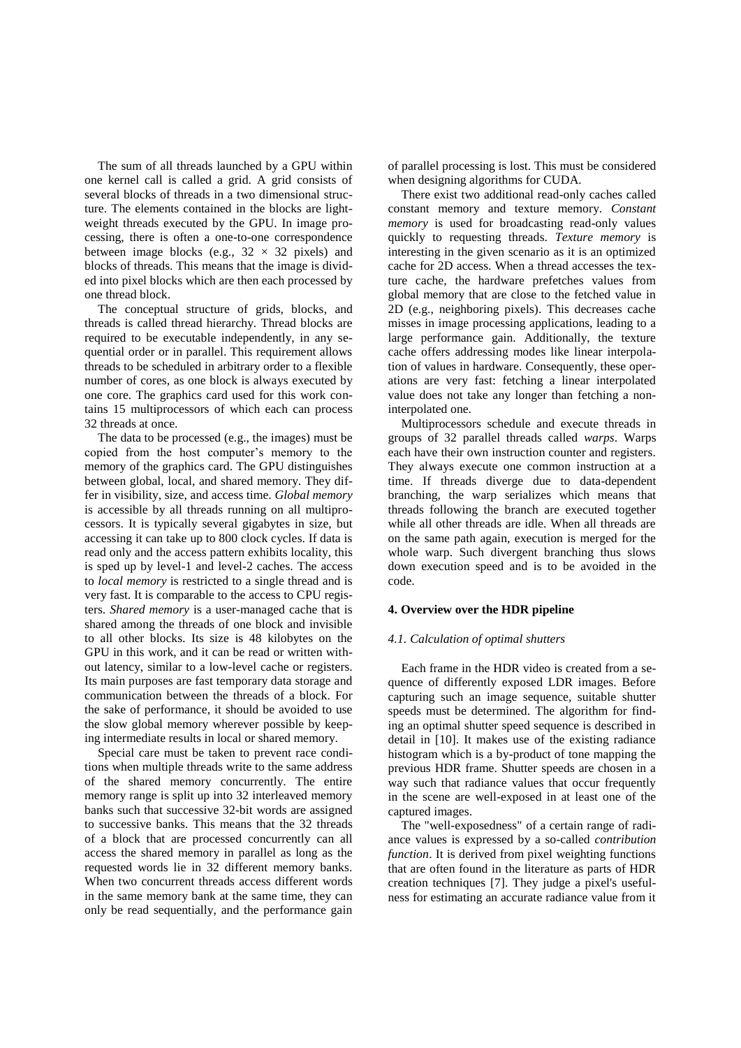The sum of all threads launched by a GPU within one kernel call is called a grid. A grid consists of several blocks of threads in a two dimensional structure. The elements contained in the blocks are lightweight threads executed by the GPU. In image processing, there is often a one-to-one correspondence between image blocks (e.g., $32 \times 32$ pixels) and blocks of threads. This means that the image is divided into pixel blocks which are then each processed by one thread block.

The conceptual structure of grids, blocks, and threads is called thread hierarchy. Thread blocks are required to be executable independently, in any sequential order or in parallel. This requirement allows threads to be scheduled in arbitrary order to a flexible number of cores, as one block is always executed by one core. The graphics card used for this work contains 15 multiprocessors of which each can process 32 threads at once.

The data to be processed (e.g., the images) must be copied from the host computer's memory to the memory of the graphics card. The GPU distinguishes between global, local, and shared memory. They differ in visibility, size, and access time. *Global memory* is accessible by all threads running on all multiprocessors. It is typically several gigabytes in size, but accessing it can take up to 800 clock cycles. If data is read only and the access pattern exhibits locality, this is sped up by level-1 and level-2 caches. The access to *local memory* is restricted to a single thread and is very fast. It is comparable to the access to CPU registers. *Shared memory* is a user-managed cache that is shared among the threads of one block and invisible to all other blocks. Its size is 48 kilobytes on the GPU in this work, and it can be read or written without latency, similar to a low-level cache or registers. Its main purposes are fast temporary data storage and communication between the threads of a block. For the sake of performance, it should be avoided to use the slow global memory wherever possible by keeping intermediate results in local or shared memory.

Special care must be taken to prevent race conditions when multiple threads write to the same address of the shared memory concurrently. The entire memory range is split up into 32 interleaved memory banks such that successive 32-bit words are assigned to successive banks. This means that the 32 threads of a block that are processed concurrently can all access the shared memory in parallel as long as the requested words lie in 32 different memory banks. When two concurrent threads access different words in the same memory bank at the same time, they can only be read sequentially, and the performance gain of parallel processing is lost. This must be considered when designing algorithms for CUDA.

There exist two additional read-only caches called constant memory and texture memory. *Constant memory* is used for broadcasting read-only values quickly to requesting threads. *Texture memory* is interesting in the given scenario as it is an optimized cache for 2D access. When a thread accesses the texture cache, the hardware prefetches values from global memory that are close to the fetched value in 2D (e.g., neighboring pixels). This decreases cache misses in image processing applications, leading to a large performance gain. Additionally, the texture cache offers addressing modes like linear interpolation of values in hardware. Consequently, these operations are very fast: fetching a linear interpolated value does not take any longer than fetching a non-interpolated one.

Multiprocessors schedule and execute threads in groups of 32 parallel threads called *warps*. Warps each have their own instruction counter and registers. They always execute one common instruction at a time. If threads diverge due to data-dependent branching, the warp serializes which means that threads following the branch are executed together while all other threads are idle. When all threads are on the same path again, execution is merged for the whole warp. Such divergent branching thus slows down execution speed and is to be avoided in the code.

## 4. Overview over the HDR pipeline

### *4.1. Calculation of optimal shutters*

Each frame in the HDR video is created from a sequence of differently exposed LDR images. Before capturing such an image sequence, suitable shutter speeds must be determined. The algorithm for finding an optimal shutter speed sequence is described in detail in [10]. It makes use of the existing radiance histogram which is a by-product of tone mapping the previous HDR frame. Shutter speeds are chosen in a way such that radiance values that occur frequently in the scene are well-exposed in at least one of the captured images.

The "well-exposedness" of a certain range of radiance values is expressed by a so-called *contribution function*. It is derived from pixel weighting functions that are often found in the literature as parts of HDR creation techniques [7]. They judge a pixel's usefulness for estimating an accurate radiance value from it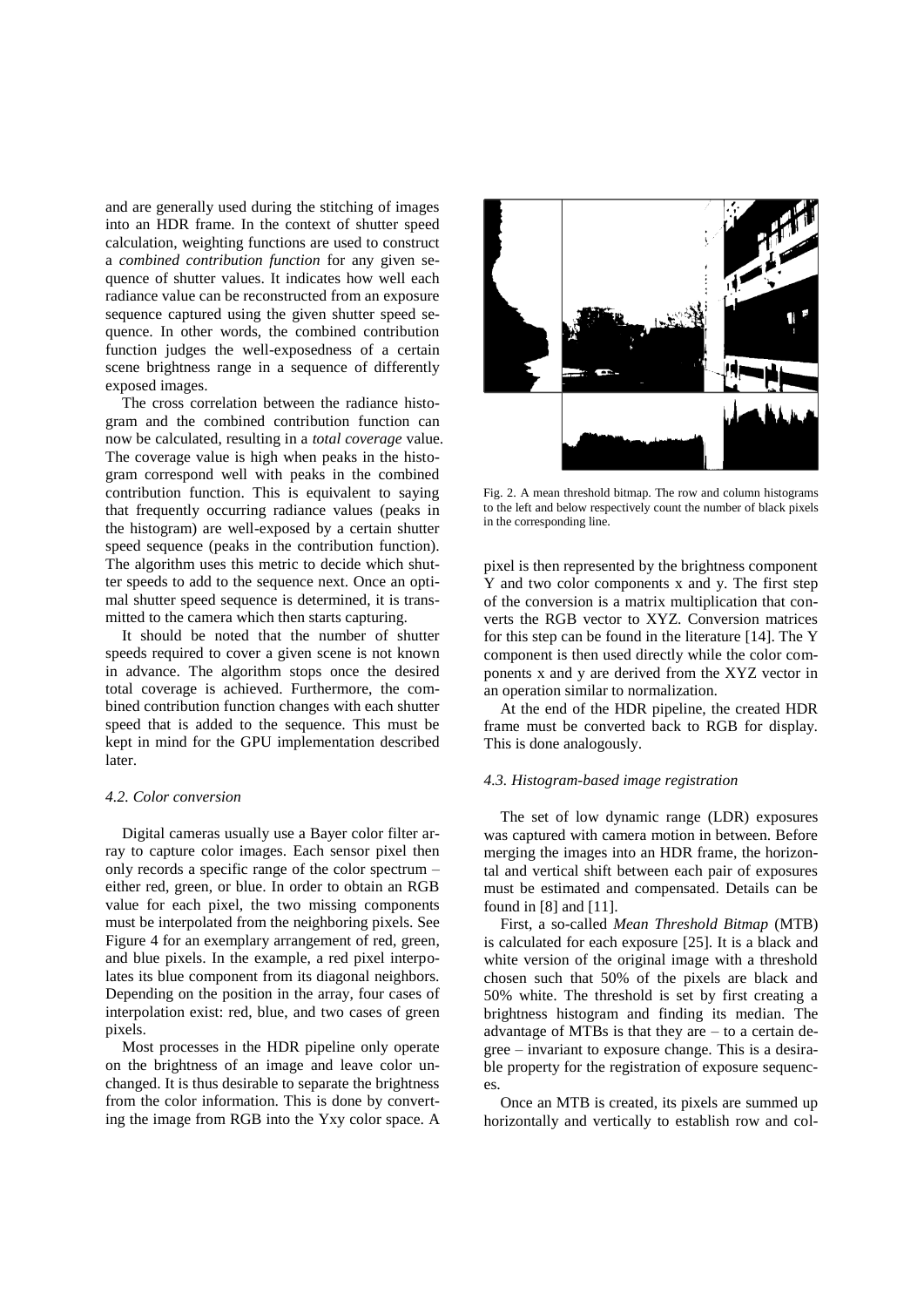and are generally used during the stitching of images into an HDR frame. In the context of shutter speed calculation, weighting functions are used to construct a *combined contribution function* for any given sequence of shutter values. It indicates how well each radiance value can be reconstructed from an exposure sequence captured using the given shutter speed sequence. In other words, the combined contribution function judges the well-exposedness of a certain scene brightness range in a sequence of differently exposed images.

The cross correlation between the radiance histogram and the combined contribution function can now be calculated, resulting in a *total coverage* value. The coverage value is high when peaks in the histogram correspond well with peaks in the combined contribution function. This is equivalent to saying that frequently occurring radiance values (peaks in the histogram) are well-exposed by a certain shutter speed sequence (peaks in the contribution function). The algorithm uses this metric to decide which shutter speeds to add to the sequence next. Once an optimal shutter speed sequence is determined, it is transmitted to the camera which then starts capturing.

It should be noted that the number of shutter speeds required to cover a given scene is not known in advance. The algorithm stops once the desired total coverage is achieved. Furthermore, the combined contribution function changes with each shutter speed that is added to the sequence. This must be kept in mind for the GPU implementation described later.

### 4.2. Color conversion

Digital cameras usually use a Bayer color filter array to capture color images. Each sensor pixel then only records a specific range of the color spectrum – either red, green, or blue. In order to obtain an RGB value for each pixel, the two missing components must be interpolated from the neighboring pixels. See Figure 4 for an exemplary arrangement of red, green, and blue pixels. In the example, a red pixel interpolates its blue component from its diagonal neighbors. Depending on the position in the array, four cases of interpolation exist: red, blue, and two cases of green pixels.

Most processes in the HDR pipeline only operate on the brightness of an image and leave color unchanged. It is thus desirable to separate the brightness from the color information. This is done by converting the image from RGB into the Yxy color space. A pixel is then represented by the brightness component Y and two color components x and y. The first step of the conversion is a matrix multiplication that converts the RGB vector to XYZ. Conversion matrices for this step can be found in the literature [14]. The Y component is then used directly while the color components x and y are derived from the XYZ vector in an operation similar to normalization.

Fig. 2. A mean threshold bitmap. The row and column histograms to the left and below respectively count the number of black pixels in the corresponding line.

At the end of the HDR pipeline, the created HDR frame must be converted back to RGB for display. This is done analogously.

### 4.3. Histogram-based image registration

The set of low dynamic range (LDR) exposures was captured with camera motion in between. Before merging the images into an HDR frame, the horizontal and vertical shift between each pair of exposures must be estimated and compensated. Details can be found in [8] and [11].

First, a so-called *Mean Threshold Bitmap* (MTB) is calculated for each exposure [25]. It is a black and white version of the original image with a threshold chosen such that 50% of the pixels are black and 50% white. The threshold is set by first creating a brightness histogram and finding its median. The advantage of MTBs is that they are – to a certain degree – invariant to exposure change. This is a desirable property for the registration of exposure sequences.

Once an MTB is created, its pixels are summed up horizontally and vertically to establish row and col-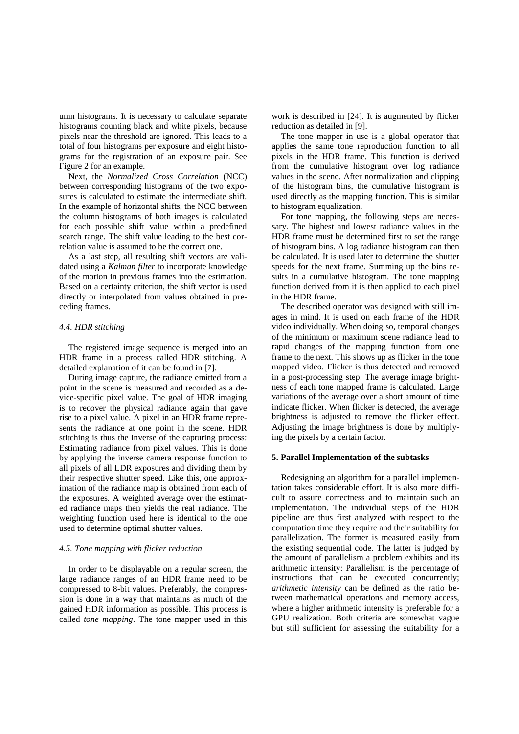umn histograms. It is necessary to calculate separate histograms counting black and white pixels, because pixels near the threshold are ignored. This leads to a total of four histograms per exposure and eight histograms for the registration of an exposure pair. See Figure 2 for an example.

Next, the *Normalized Cross Correlation* (NCC) between corresponding histograms of the two exposures is calculated to estimate the intermediate shift. In the example of horizontal shifts, the NCC between the column histograms of both images is calculated for each possible shift value within a predefined search range. The shift value leading to the best correlation value is assumed to be the correct one.

As a last step, all resulting shift vectors are validated using a *Kalman filter* to incorporate knowledge of the motion in previous frames into the estimation. Based on a certainty criterion, the shift vector is used directly or interpolated from values obtained in preceding frames.

### *4.4. HDR stitching*

The registered image sequence is merged into an HDR frame in a process called HDR stitching. A detailed explanation of it can be found in [7].

During image capture, the radiance emitted from a point in the scene is measured and recorded as a device-specific pixel value. The goal of HDR imaging is to recover the physical radiance again that gave rise to a pixel value. A pixel in an HDR frame represents the radiance at one point in the scene. HDR stitching is thus the inverse of the capturing process: Estimating radiance from pixel values. This is done by applying the inverse camera response function to all pixels of all LDR exposures and dividing them by their respective shutter speed. Like this, one approximation of the radiance map is obtained from each of the exposures. A weighted average over the estimated radiance maps then yields the real radiance. The weighting function used here is identical to the one used to determine optimal shutter values.

### *4.5. Tone mapping with flicker reduction*

In order to be displayable on a regular screen, the large radiance ranges of an HDR frame need to be compressed to 8-bit values. Preferably, the compression is done in a way that maintains as much of the gained HDR information as possible. This process is called *tone mapping*. The tone mapper used in this work is described in [24]. It is augmented by flicker reduction as detailed in [9].

The tone mapper in use is a global operator that applies the same tone reproduction function to all pixels in the HDR frame. This function is derived from the cumulative histogram over log radiance values in the scene. After normalization and clipping of the histogram bins, the cumulative histogram is used directly as the mapping function. This is similar to histogram equalization.

For tone mapping, the following steps are necessary. The highest and lowest radiance values in the HDR frame must be determined first to set the range of histogram bins. A log radiance histogram can then be calculated. It is used later to determine the shutter speeds for the next frame. Summing up the bins results in a cumulative histogram. The tone mapping function derived from it is then applied to each pixel in the HDR frame.

The described operator was designed with still images in mind. It is used on each frame of the HDR video individually. When doing so, temporal changes of the minimum or maximum scene radiance lead to rapid changes of the mapping function from one frame to the next. This shows up as flicker in the tone mapped video. Flicker is thus detected and removed in a post-processing step. The average image brightness of each tone mapped frame is calculated. Large variations of the average over a short amount of time indicate flicker. When flicker is detected, the average brightness is adjusted to remove the flicker effect. Adjusting the image brightness is done by multiplying the pixels by a certain factor.

## **5. Parallel Implementation of the subtasks**

Redesigning an algorithm for a parallel implementation takes considerable effort. It is also more difficult to assure correctness and to maintain such an implementation. The individual steps of the HDR pipeline are thus first analyzed with respect to the computation time they require and their suitability for parallelization. The former is measured easily from the existing sequential code. The latter is judged by the amount of parallelism a problem exhibits and its arithmetic intensity: Parallelism is the percentage of instructions that can be executed concurrently; *arithmetic intensity* can be defined as the ratio between mathematical operations and memory access, where a higher arithmetic intensity is preferable for a GPU realization. Both criteria are somewhat vague but still sufficient for assessing the suitability for a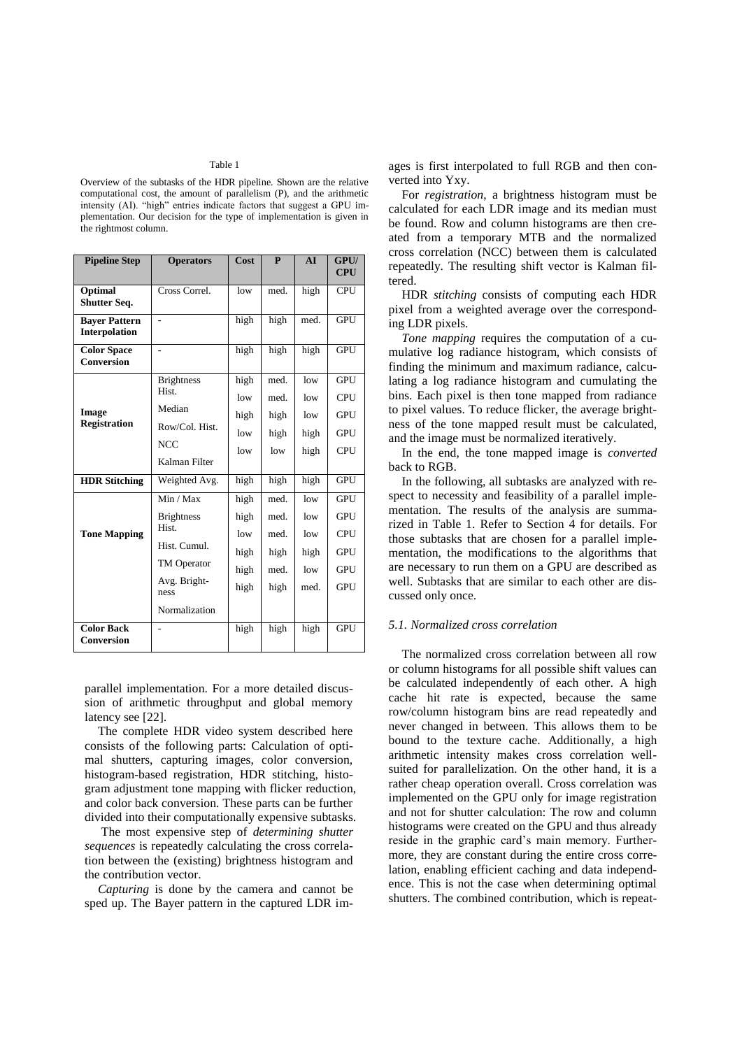Table 1

Overview of the subtasks of the HDR pipeline. Shown are the relative computational cost, the amount of parallelism (P), and the arithmetic intensity (AI). "high" entries indicate factors that suggest a GPU implementation. Our decision for the type of implementation is given in the rightmost column.

| Pipeline Step | Operators | Cost | P | AI | GPU/ CPU |
|---|---|---|---|---|---|
| **Optimal Shutter Seq.** | Cross Correl. | low | med. | high | CPU |
| **Bayer Pattern Interpolation** | - | high | high | med. | GPU |
| **Color Space Conversion** | - | high | high | high | GPU |
| **Image Registration** | Brightness Hist. | high | med. | low | GPU |
| | Median | low | med. | low | CPU |
| | Row/Col. Hist. | high | high | low | GPU |
| | NCC | low | high | high | GPU |
| | Kalman Filter | low | low | high | CPU |
| **HDR Stitching** | Weighted Avg. | high | high | high | GPU |
| **Tone Mapping** | Min / Max | high | med. | low | GPU |
| | Brightness Hist. | high | med. | low | GPU |
| | Hist. Cumul. | low | med. | low | CPU |
| | TM Operator | high | high | high | GPU |
| | Avg. Brightness | high | med. | low | GPU |
| | Normalization | high | high | med. | GPU |
| **Color Back Conversion** | - | high | high | high | GPU |

parallel implementation. For a more detailed discussion of arithmetic throughput and global memory latency see [22].

The complete HDR video system described here consists of the following parts: Calculation of optimal shutters, capturing images, color conversion, histogram-based registration, HDR stitching, histogram adjustment tone mapping with flicker reduction, and color back conversion. These parts can be further divided into their computationally expensive subtasks.

The most expensive step of *determining shutter sequences* is repeatedly calculating the cross correlation between the (existing) brightness histogram and the contribution vector.

*Capturing* is done by the camera and cannot be sped up. The Bayer pattern in the captured LDR images is first interpolated to full RGB and then converted into Yxy.

For *registration*, a brightness histogram must be calculated for each LDR image and its median must be found. Row and column histograms are then created from a temporary MTB and the normalized cross correlation (NCC) between them is calculated repeatedly. The resulting shift vector is Kalman filtered.

HDR *stitching* consists of computing each HDR pixel from a weighted average over the corresponding LDR pixels.

*Tone mapping* requires the computation of a cumulative log radiance histogram, which consists of finding the minimum and maximum radiance, calculating a log radiance histogram and cumulating the bins. Each pixel is then tone mapped from radiance to pixel values. To reduce flicker, the average brightness of the tone mapped result must be calculated, and the image must be normalized iteratively.

In the end, the tone mapped image is *converted* back to RGB.

In the following, all subtasks are analyzed with respect to necessity and feasibility of a parallel implementation. The results of the analysis are summarized in Table 1. Refer to Section 4 for details. For those subtasks that are chosen for a parallel implementation, the modifications to the algorithms that are necessary to run them on a GPU are described as well. Subtasks that are similar to each other are discussed only once.

### *5.1. Normalized cross correlation*

The normalized cross correlation between all row or column histograms for all possible shift values can be calculated independently of each other. A high cache hit rate is expected, because the same row/column histogram bins are read repeatedly and never changed in between. This allows them to be bound to the texture cache. Additionally, a high arithmetic intensity makes cross correlation well-suited for parallelization. On the other hand, it is a rather cheap operation overall. Cross correlation was implemented on the GPU only for image registration and not for shutter calculation: The row and column histograms were created on the GPU and thus already reside in the graphic card's main memory. Furthermore, they are constant during the entire cross correlation, enabling efficient caching and data independence. This is not the case when determining optimal shutters. The combined contribution, which is repeat-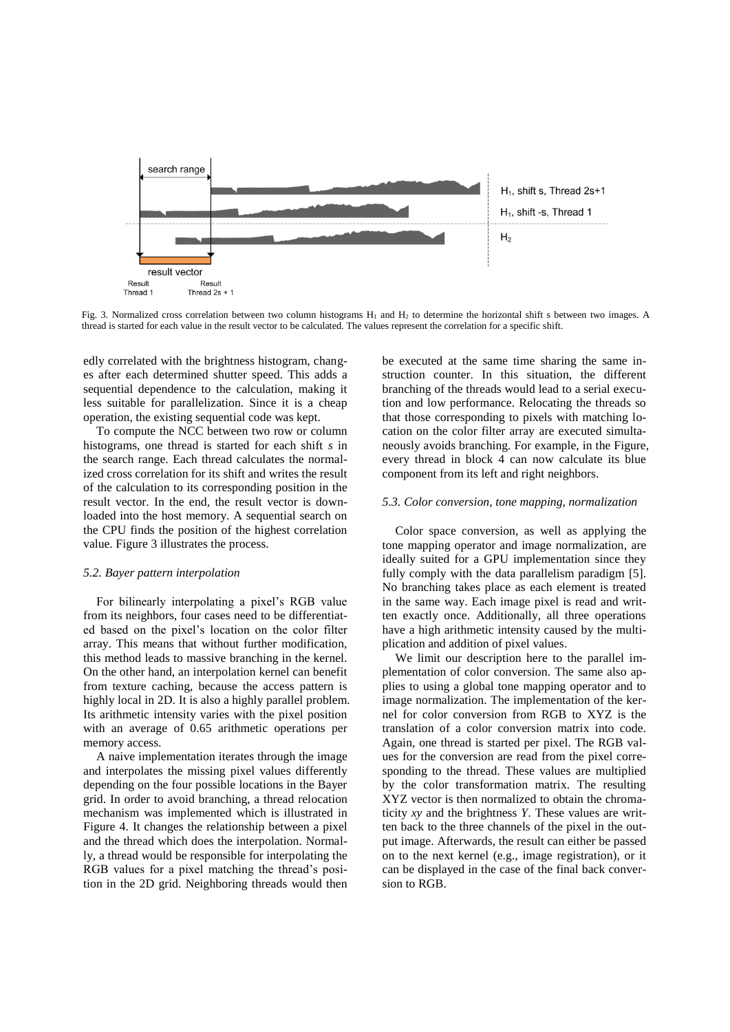Fig. 3. Normalized cross correlation between two column histograms $H_1$ and $H_2$ to determine the horizontal shift s between two images. A thread is started for each value in the result vector to be calculated. The values represent the correlation for a specific shift.

edly correlated with the brightness histogram, changes after each determined shutter speed. This adds a sequential dependence to the calculation, making it less suitable for parallelization. Since it is a cheap operation, the existing sequential code was kept.

To compute the NCC between two row or column histograms, one thread is started for each shift *s* in the search range. Each thread calculates the normalized cross correlation for its shift and writes the result of the calculation to its corresponding position in the result vector. In the end, the result vector is downloaded into the host memory. A sequential search on the CPU finds the position of the highest correlation value. Figure 3 illustrates the process.

### *5.2. Bayer pattern interpolation*

For bilinearly interpolating a pixel's RGB value from its neighbors, four cases need to be differentiated based on the pixel's location on the color filter array. This means that without further modification, this method leads to massive branching in the kernel. On the other hand, an interpolation kernel can benefit from texture caching, because the access pattern is highly local in 2D. It is also a highly parallel problem. Its arithmetic intensity varies with the pixel position with an average of 0.65 arithmetic operations per memory access.

A naive implementation iterates through the image and interpolates the missing pixel values differently depending on the four possible locations in the Bayer grid. In order to avoid branching, a thread relocation mechanism was implemented which is illustrated in Figure 4. It changes the relationship between a pixel and the thread which does the interpolation. Normally, a thread would be responsible for interpolating the RGB values for a pixel matching the thread's position in the 2D grid. Neighboring threads would then be executed at the same time sharing the same instruction counter. In this situation, the different branching of the threads would lead to a serial execution and low performance. Relocating the threads so that those corresponding to pixels with matching location on the color filter array are executed simultaneously avoids branching. For example, in the Figure, every thread in block 4 can now calculate its blue component from its left and right neighbors.

### *5.3. Color conversion, tone mapping, normalization*

Color space conversion, as well as applying the tone mapping operator and image normalization, are ideally suited for a GPU implementation since they fully comply with the data parallelism paradigm [5]. No branching takes place as each element is treated in the same way. Each image pixel is read and written exactly once. Additionally, all three operations have a high arithmetic intensity caused by the multiplication and addition of pixel values.

We limit our description here to the parallel implementation of color conversion. The same also applies to using a global tone mapping operator and to image normalization. The implementation of the kernel for color conversion from RGB to XYZ is the translation of a color conversion matrix into code. Again, one thread is started per pixel. The RGB values for the conversion are read from the pixel corresponding to the thread. These values are multiplied by the color transformation matrix. The resulting XYZ vector is then normalized to obtain the chromaticity *xy* and the brightness *Y*. These values are written back to the three channels of the pixel in the output image. Afterwards, the result can either be passed on to the next kernel (e.g., image registration), or it can be displayed in the case of the final back conversion to RGB.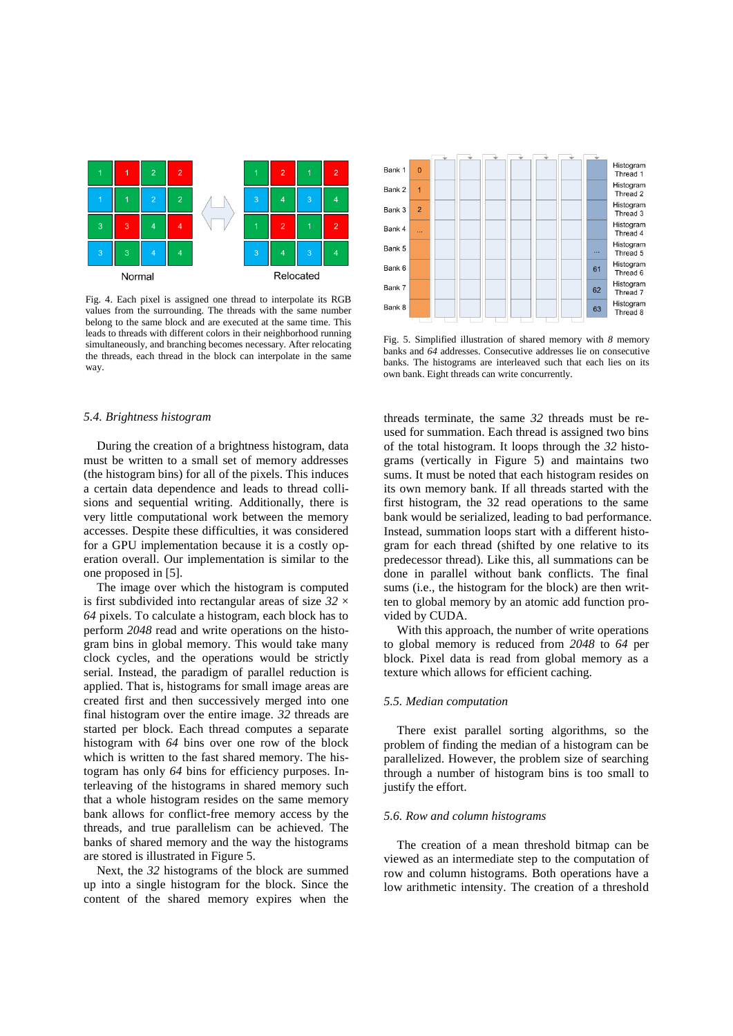Fig. 4. Each pixel is assigned one thread to interpolate its RGB values from the surrounding. The threads with the same number belong to the same block and are executed at the same time. This leads to threads with different colors in their neighborhood running simultaneously, and branching becomes necessary. After relocating the threads, each thread in the block can interpolate in the same way.

Fig. 5. Simplified illustration of shared memory with *8* memory banks and *64* addresses. Consecutive addresses lie on consecutive banks. The histograms are interleaved such that each lies on its own bank. Eight threads can write concurrently.

### 5.4. Brightness histogram

During the creation of a brightness histogram, data must be written to a small set of memory addresses (the histogram bins) for all of the pixels. This induces a certain data dependence and leads to thread collisions and sequential writing. Additionally, there is very little computational work between the memory accesses. Despite these difficulties, it was considered for a GPU implementation because it is a costly operation overall. Our implementation is similar to the one proposed in [5].

The image over which the histogram is computed is first subdivided into rectangular areas of size $32 \times 64$ pixels. To calculate a histogram, each block has to perform *2048* read and write operations on the histogram bins in global memory. This would take many clock cycles, and the operations would be strictly serial. Instead, the paradigm of parallel reduction is applied. That is, histograms for small image areas are created first and then successively merged into one final histogram over the entire image. *32* threads are started per block. Each thread computes a separate histogram with *64* bins over one row of the block which is written to the fast shared memory. The histogram has only *64* bins for efficiency purposes. Interleaving of the histograms in shared memory such that a whole histogram resides on the same memory bank allows for conflict-free memory access by the threads, and true parallelism can be achieved. The banks of shared memory and the way the histograms are stored is illustrated in Figure 5.

Next, the *32* histograms of the block are summed up into a single histogram for the block. Since the content of the shared memory expires when the threads terminate, the same *32* threads must be reused for summation. Each thread is assigned two bins of the total histogram. It loops through the *32* histograms (vertically in Figure 5) and maintains two sums. It must be noted that each histogram resides on its own memory bank. If all threads started with the first histogram, the 32 read operations to the same bank would be serialized, leading to bad performance. Instead, summation loops start with a different histogram for each thread (shifted by one relative to its predecessor thread). Like this, all summations can be done in parallel without bank conflicts. The final sums (i.e., the histogram for the block) are then written to global memory by an atomic add function provided by CUDA.

With this approach, the number of write operations to global memory is reduced from *2048* to *64* per block. Pixel data is read from global memory as a texture which allows for efficient caching.

### 5.5. Median computation

There exist parallel sorting algorithms, so the problem of finding the median of a histogram can be parallelized. However, the problem size of searching through a number of histogram bins is too small to justify the effort.

### 5.6. Row and column histograms

The creation of a mean threshold bitmap can be viewed as an intermediate step to the computation of row and column histograms. Both operations have a low arithmetic intensity. The creation of a threshold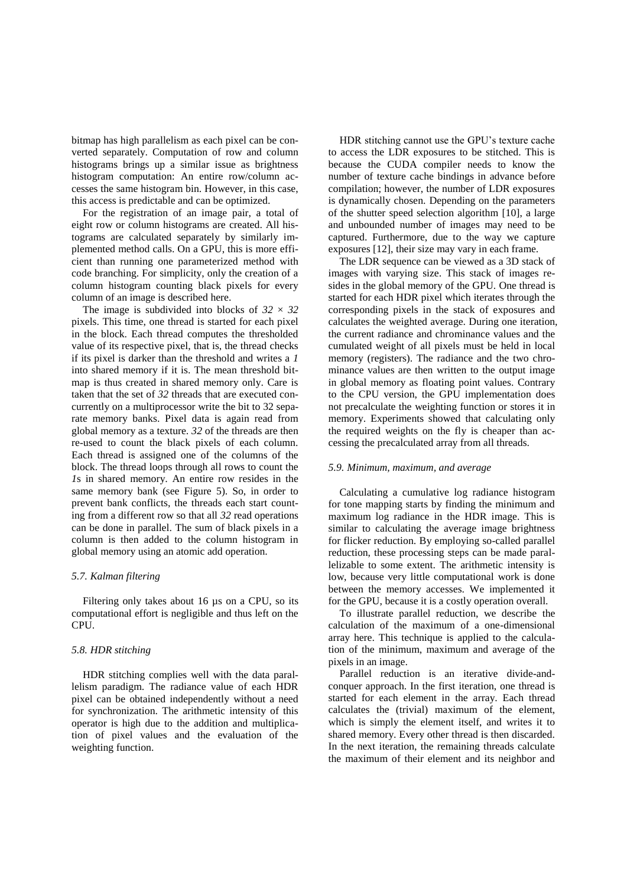bitmap has high parallelism as each pixel can be converted separately. Computation of row and column histograms brings up a similar issue as brightness histogram computation: An entire row/column accesses the same histogram bin. However, in this case, this access is predictable and can be optimized.

For the registration of an image pair, a total of eight row or column histograms are created. All histograms are calculated separately by similarly implemented method calls. On a GPU, this is more efficient than running one parameterized method with code branching. For simplicity, only the creation of a column histogram counting black pixels for every column of an image is described here.

The image is subdivided into blocks of $32 \times 32$ pixels. This time, one thread is started for each pixel in the block. Each thread computes the thresholded value of its respective pixel, that is, the thread checks if its pixel is darker than the threshold and writes a *1* into shared memory if it is. The mean threshold bitmap is thus created in shared memory only. Care is taken that the set of *32* threads that are executed concurrently on a multiprocessor write the bit to 32 separate memory banks. Pixel data is again read from global memory as a texture. *32* of the threads are then re-used to count the black pixels of each column. Each thread is assigned one of the columns of the block. The thread loops through all rows to count the *1*s in shared memory. An entire row resides in the same memory bank (see Figure 5). So, in order to prevent bank conflicts, the threads each start counting from a different row so that all *32* read operations can be done in parallel. The sum of black pixels in a column is then added to the column histogram in global memory using an atomic add operation.

### *5.7. Kalman filtering*

Filtering only takes about 16 µs on a CPU, so its computational effort is negligible and thus left on the CPU.

### *5.8. HDR stitching*

HDR stitching complies well with the data parallelism paradigm. The radiance value of each HDR pixel can be obtained independently without a need for synchronization. The arithmetic intensity of this operator is high due to the addition and multiplication of pixel values and the evaluation of the weighting function.

HDR stitching cannot use the GPU's texture cache to access the LDR exposures to be stitched. This is because the CUDA compiler needs to know the number of texture cache bindings in advance before compilation; however, the number of LDR exposures is dynamically chosen. Depending on the parameters of the shutter speed selection algorithm [10], a large and unbounded number of images may need to be captured. Furthermore, due to the way we capture exposures [12], their size may vary in each frame.

The LDR sequence can be viewed as a 3D stack of images with varying size. This stack of images resides in the global memory of the GPU. One thread is started for each HDR pixel which iterates through the corresponding pixels in the stack of exposures and calculates the weighted average. During one iteration, the current radiance and chrominance values and the cumulated weight of all pixels must be held in local memory (registers). The radiance and the two chrominance values are then written to the output image in global memory as floating point values. Contrary to the CPU version, the GPU implementation does not precalculate the weighting function or stores it in memory. Experiments showed that calculating only the required weights on the fly is cheaper than accessing the precalculated array from all threads.

### *5.9. Minimum, maximum, and average*

Calculating a cumulative log radiance histogram for tone mapping starts by finding the minimum and maximum log radiance in the HDR image. This is similar to calculating the average image brightness for flicker reduction. By employing so-called parallel reduction, these processing steps can be made parallelizable to some extent. The arithmetic intensity is low, because very little computational work is done between the memory accesses. We implemented it for the GPU, because it is a costly operation overall.

To illustrate parallel reduction, we describe the calculation of the maximum of a one-dimensional array here. This technique is applied to the calculation of the minimum, maximum and average of the pixels in an image.

Parallel reduction is an iterative divide-and-conquer approach. In the first iteration, one thread is started for each element in the array. Each thread calculates the (trivial) maximum of the element, which is simply the element itself, and writes it to shared memory. Every other thread is then discarded. In the next iteration, the remaining threads calculate the maximum of their element and its neighbor and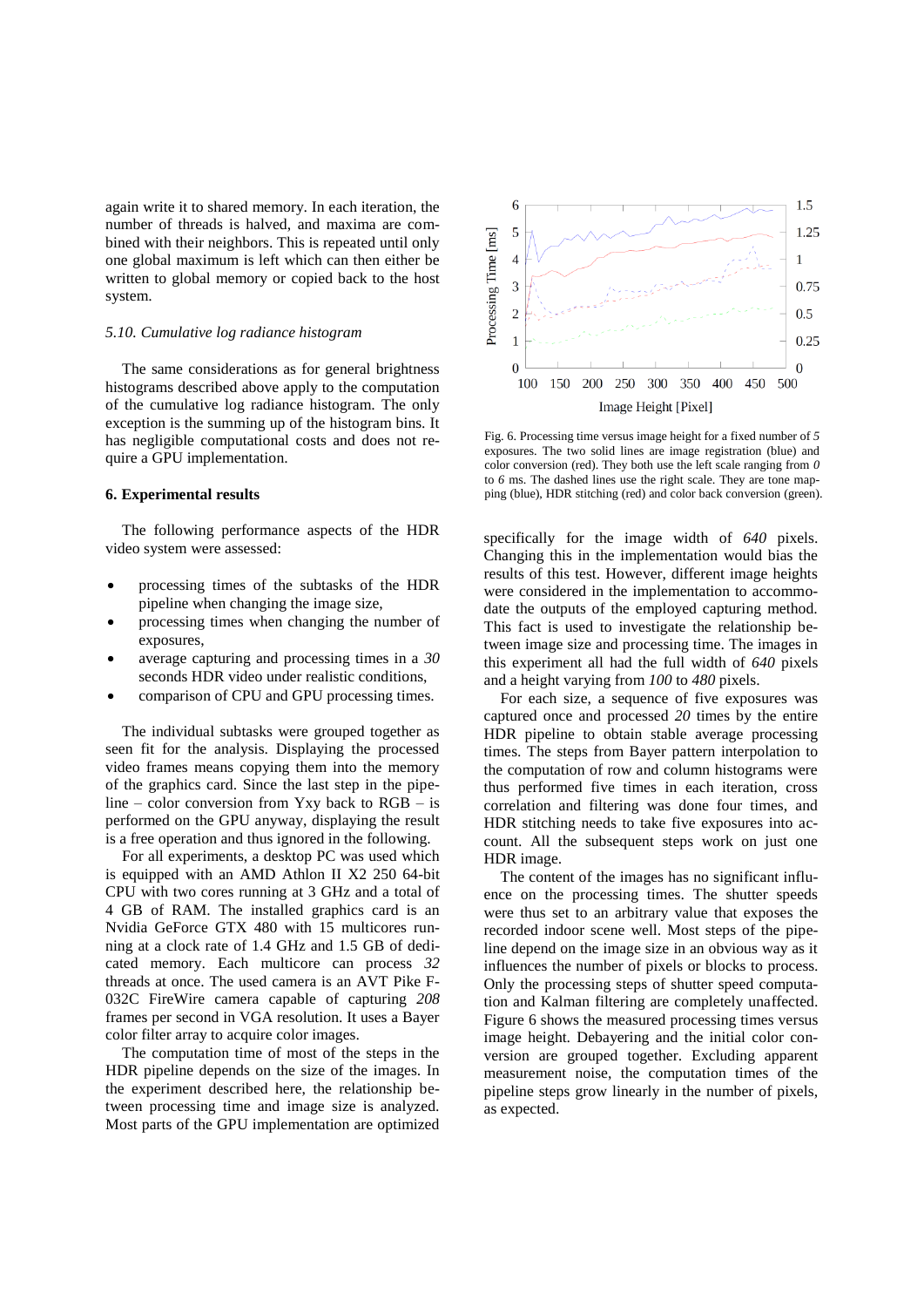again write it to shared memory. In each iteration, the number of threads is halved, and maxima are combined with their neighbors. This is repeated until only one global maximum is left which can then either be written to global memory or copied back to the host system.

### *5.10. Cumulative log radiance histogram*

The same considerations as for general brightness histograms described above apply to the computation of the cumulative log radiance histogram. The only exception is the summing up of the histogram bins. It has negligible computational costs and does not require a GPU implementation.

## 6. Experimental results

The following performance aspects of the HDR video system were assessed:

- processing times of the subtasks of the HDR pipeline when changing the image size,
- processing times when changing the number of exposures,
- average capturing and processing times in a *30* seconds HDR video under realistic conditions,
- comparison of CPU and GPU processing times.

The individual subtasks were grouped together as seen fit for the analysis. Displaying the processed video frames means copying them into the memory of the graphics card. Since the last step in the pipeline – color conversion from Yxy back to RGB – is performed on the GPU anyway, displaying the result is a free operation and thus ignored in the following.

For all experiments, a desktop PC was used which is equipped with an AMD Athlon II X2 250 64-bit CPU with two cores running at 3 GHz and a total of 4 GB of RAM. The installed graphics card is an Nvidia GeForce GTX 480 with 15 multicores running at a clock rate of 1.4 GHz and 1.5 GB of dedicated memory. Each multicore can process *32* threads at once. The used camera is an AVT Pike F-032C FireWire camera capable of capturing *208* frames per second in VGA resolution. It uses a Bayer color filter array to acquire color images.

The computation time of most of the steps in the HDR pipeline depends on the size of the images. In the experiment described here, the relationship between processing time and image size is analyzed. Most parts of the GPU implementation are optimized specifically for the image width of *640* pixels. Changing this in the implementation would bias the results of this test. However, different image heights were considered in the implementation to accommodate the outputs of the employed capturing method. This fact is used to investigate the relationship between image size and processing time. The images in this experiment all had the full width of *640* pixels and a height varying from *100* to *480* pixels.

Fig. 6. Processing time versus image height for a fixed number of *5* exposures. The two solid lines are image registration (blue) and color conversion (red). They both use the left scale ranging from *0* to *6* ms. The dashed lines use the right scale. They are tone mapping (blue), HDR stitching (red) and color back conversion (green).

For each size, a sequence of five exposures was captured once and processed *20* times by the entire HDR pipeline to obtain stable average processing times. The steps from Bayer pattern interpolation to the computation of row and column histograms were thus performed five times in each iteration, cross correlation and filtering was done four times, and HDR stitching needs to take five exposures into account. All the subsequent steps work on just one HDR image.

The content of the images has no significant influence on the processing times. The shutter speeds were thus set to an arbitrary value that exposes the recorded indoor scene well. Most steps of the pipeline depend on the image size in an obvious way as it influences the number of pixels or blocks to process. Only the processing steps of shutter speed computation and Kalman filtering are completely unaffected. Figure 6 shows the measured processing times versus image height. Debayering and the initial color conversion are grouped together. Excluding apparent measurement noise, the computation times of the pipeline steps grow linearly in the number of pixels, as expected.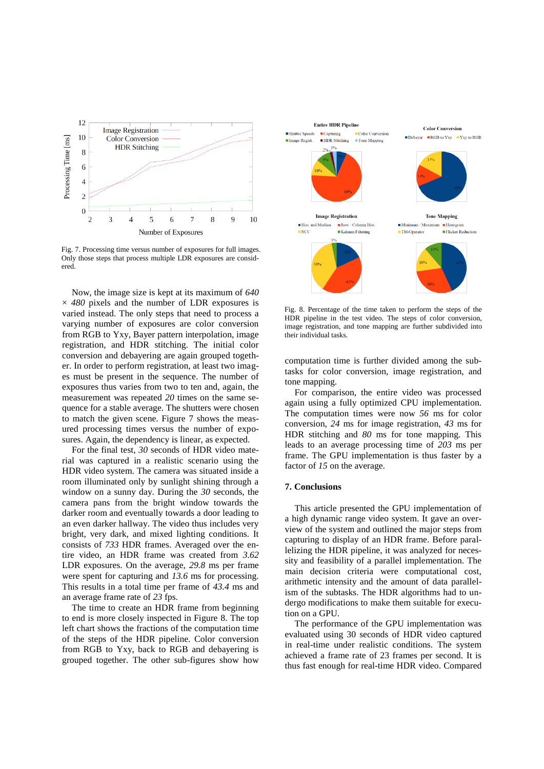Fig. 7. Processing time versus number of exposures for full images. Only those steps that process multiple LDR exposures are considered.

Now, the image size is kept at its maximum of *640* × *480* pixels and the number of LDR exposures is varied instead. The only steps that need to process a varying number of exposures are color conversion from RGB to Yxy, Bayer pattern interpolation, image registration, and HDR stitching. The initial color conversion and debayering are again grouped together. In order to perform registration, at least two images must be present in the sequence. The number of exposures thus varies from two to ten and, again, the measurement was repeated *20* times on the same sequence for a stable average. The shutters were chosen to match the given scene. Figure 7 shows the measured processing times versus the number of exposures. Again, the dependency is linear, as expected.

For the final test, *30* seconds of HDR video material was captured in a realistic scenario using the HDR video system. The camera was situated inside a room illuminated only by sunlight shining through a window on a sunny day. During the *30* seconds, the camera pans from the bright window towards the darker room and eventually towards a door leading to an even darker hallway. The video thus includes very bright, very dark, and mixed lighting conditions. It consists of *733* HDR frames. Averaged over the entire video, an HDR frame was created from *3.62* LDR exposures. On the average, *29.8* ms per frame were spent for capturing and *13.6* ms for processing. This results in a total time per frame of *43.4* ms and an average frame rate of *23* fps.

The time to create an HDR frame from beginning to end is more closely inspected in Figure 8. The top left chart shows the fractions of the computation time of the steps of the HDR pipeline. Color conversion from RGB to Yxy, back to RGB and debayering is grouped together. The other sub-figures show how computation time is further divided among the subtasks for color conversion, image registration, and tone mapping.

Fig. 8. Percentage of the time taken to perform the steps of the HDR pipeline in the test video. The steps of color conversion, image registration, and tone mapping are further subdivided into their individual tasks.

For comparison, the entire video was processed again using a fully optimized CPU implementation. The computation times were now *56* ms for color conversion, *24* ms for image registration, *43* ms for HDR stitching and *80* ms for tone mapping. This leads to an average processing time of *203* ms per frame. The GPU implementation is thus faster by a factor of *15* on the average.

## 7. Conclusions

This article presented the GPU implementation of a high dynamic range video system. It gave an overview of the system and outlined the major steps from capturing to display of an HDR frame. Before parallelizing the HDR pipeline, it was analyzed for necessity and feasibility of a parallel implementation. The main decision criteria were computational cost, arithmetic intensity and the amount of data parallelism of the subtasks. The HDR algorithms had to undergo modifications to make them suitable for execution on a GPU.

The performance of the GPU implementation was evaluated using 30 seconds of HDR video captured in real-time under realistic conditions. The system achieved a frame rate of 23 frames per second. It is thus fast enough for real-time HDR video. Compared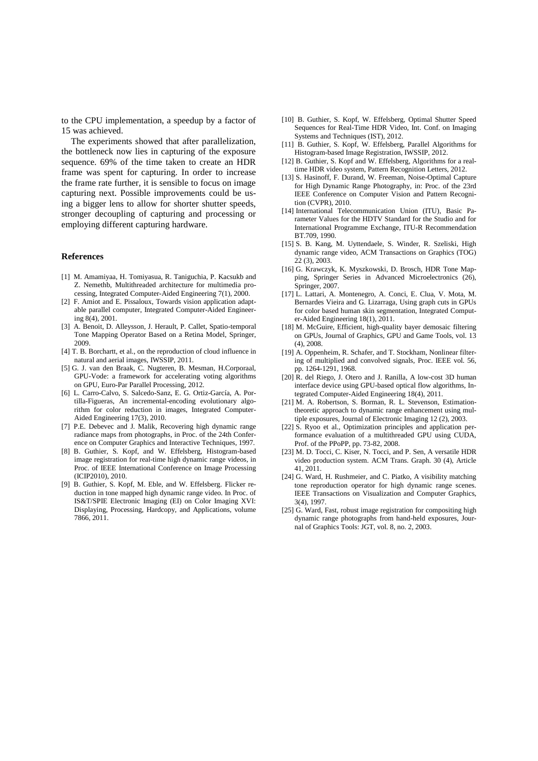to the CPU implementation, a speedup by a factor of 15 was achieved.

The experiments showed that after parallelization, the bottleneck now lies in capturing of the exposure sequence. 69% of the time taken to create an HDR frame was spent for capturing. In order to increase the frame rate further, it is sensible to focus on image capturing next. Possible improvements could be using a bigger lens to allow for shorter shutter speeds, stronger decoupling of capturing and processing or employing different capturing hardware.

## References

[1] M. Amamiyaa, H. Tomiyasua, R. Taniguchia, P. Kacsukb and Z. Nemethb, Multithreaded architecture for multimedia processing, Integrated Computer-Aided Engineering 7(1), 2000.

[2] F. Amiot and E. Pissaloux, Towards vision application adaptable parallel computer, Integrated Computer-Aided Engineering 8(4), 2001.

[3] A. Benoit, D. Alleysson, J. Herault, P. Callet, Spatio-temporal Tone Mapping Operator Based on a Retina Model, Springer, 2009.

[4] T. B. Borchartt, et al., on the reproduction of cloud influence in natural and aerial images, IWSSIP, 2011.

[5] G. J. van den Braak, C. Nugteren, B. Mesman, H.Corporaal, GPU-Vode: a framework for accelerating voting algorithms on GPU, Euro-Par Parallel Processing, 2012.

[6] L. Carro-Calvo, S. Salcedo-Sanz, E. G. Ortiz-García, A. Portilla-Figueras, An incremental-encoding evolutionary algorithm for color reduction in images, Integrated Computer-Aided Engineering 17(3), 2010.

[7] P.E. Debevec and J. Malik, Recovering high dynamic range radiance maps from photographs, in Proc. of the 24th Conference on Computer Graphics and Interactive Techniques, 1997.

[8] B. Guthier, S. Kopf, and W. Effelsberg, Histogram-based image registration for real-time high dynamic range videos, in Proc. of IEEE International Conference on Image Processing (ICIP2010), 2010.

[9] B. Guthier, S. Kopf, M. Eble, and W. Effelsberg. Flicker reduction in tone mapped high dynamic range video. In Proc. of IS&T/SPIE Electronic Imaging (EI) on Color Imaging XVI: Displaying, Processing, Hardcopy, and Applications, volume 7866, 2011.

[10] B. Guthier, S. Kopf, W. Effelsberg, Optimal Shutter Speed Sequences for Real-Time HDR Video, Int. Conf. on Imaging Systems and Techniques (IST), 2012.

[11] B. Guthier, S. Kopf, W. Effelsberg, Parallel Algorithms for Histogram-based Image Registration, IWSSIP, 2012.

[12] B. Guthier, S. Kopf and W. Effelsberg, Algorithms for a real-time HDR video system, Pattern Recognition Letters, 2012.

[13] S. Hasinoff, F. Durand, W. Freeman, Noise-Optimal Capture for High Dynamic Range Photography, in: Proc. of the 23rd IEEE Conference on Computer Vision and Pattern Recognition (CVPR), 2010.

[14] International Telecommunication Union (ITU), Basic Parameter Values for the HDTV Standard for the Studio and for International Programme Exchange, ITU-R Recommendation BT.709, 1990.

[15] S. B. Kang, M. Uyttendaele, S. Winder, R. Szeliski, High dynamic range video, ACM Transactions on Graphics (TOG) 22 (3), 2003.

[16] G. Krawczyk, K. Myszkowski, D. Brosch, HDR Tone Mapping, Springer Series in Advanced Microelectronics (26), Springer, 2007.

[17] L. Lattari, A. Montenegro, A. Conci, E. Clua, V. Mota, M. Bernardes Vieira and G. Lizarraga, Using graph cuts in GPUs for color based human skin segmentation, Integrated Computer-Aided Engineering 18(1), 2011.

[18] M. McGuire, Efficient, high-quality bayer demosaic filtering on GPUs, Journal of Graphics, GPU and Game Tools, vol. 13 (4), 2008.

[19] A. Oppenheim, R. Schafer, and T. Stockham, Nonlinear filtering of multiplied and convolved signals, Proc. IEEE vol. 56, pp. 1264-1291, 1968.

[20] R. del Riego, J. Otero and J. Ranilla, A low-cost 3D human interface device using GPU-based optical flow algorithms, Integrated Computer-Aided Engineering 18(4), 2011.

[21] M. A. Robertson, S. Borman, R. L. Stevenson, Estimation-theoretic approach to dynamic range enhancement using multiple exposures, Journal of Electronic Imaging 12 (2), 2003.

[22] S. Ryoo et al., Optimization principles and application performance evaluation of a multithreaded GPU using CUDA, Prof. of the PPoPP, pp. 73-82, 2008.

[23] M. D. Tocci, C. Kiser, N. Tocci, and P. Sen, A versatile HDR video production system. ACM Trans. Graph. 30 (4), Article 41, 2011.

[24] G. Ward, H. Rushmeier, and C. Piatko, A visibility matching tone reproduction operator for high dynamic range scenes. IEEE Transactions on Visualization and Computer Graphics, 3(4), 1997.

[25] G. Ward, Fast, robust image registration for compositing high dynamic range photographs from hand-held exposures, Journal of Graphics Tools: JGT, vol. 8, no. 2, 2003.